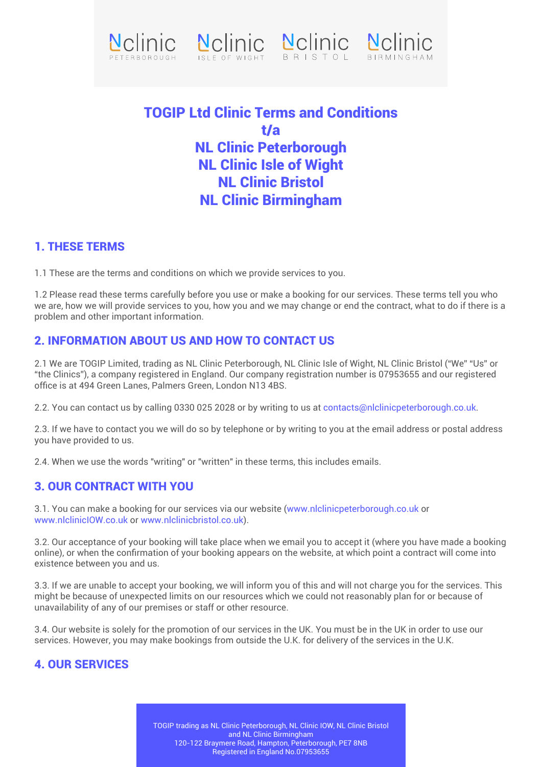Nclinic PETERBOROUGH Nclinic ISLE OF WIGHT Nclinic BRISTOL Nclinic BIRMINGHAM

# TOGIP Ltd Clinic Terms and Conditions t/a NL Clinic Peterborough NL Clinic Isle of Wight NL Clinic Bristol NL Clinic Birmingham

## 1. THESE TERMS

1.1 These are the terms and conditions on which we provide services to you.

1.2 Please read these terms carefully before you use or make a booking for our services. These terms tell you who we are, how we will provide services to you, how you and we may change or end the contract, what to do if there is a problem and other important information.

## 2. INFORMATION ABOUT US AND HOW TO CONTACT US

2.1 We are TOGIP Limited, trading as NL Clinic Peterborough, NL Clinic Isle of Wight, NL Clinic Bristol ("We" "Us" or "the Clinics"), a company registered in England. Our company registration number is 07953655 and our registered office is at 494 Green Lanes, Palmers Green, London N13 4BS.

2.2. You can contact us by calling 0330 025 2028 or by writing to us at contacts@nlclinicpeterborough.co.uk.

2.3. If we have to contact you we will do so by telephone or by writing to you at the email address or postal address you have provided to us.

2.4. When we use the words "writing" or "written" in these terms, this includes emails.

## 3. OUR CONTRACT WITH YOU

3.1. You can make a booking for our services via our website (www.nlclinicpeterborough.co.uk or www.nlclinicIOW.co.uk or www.nlclinicbristol.co.uk).

3.2. Our acceptance of your booking will take place when we email you to accept it (where you have made a booking online), or when the confirmation of your booking appears on the website, at which point a contract will come into existence between you and us.

3.3. If we are unable to accept your booking, we will inform you of this and will not charge you for the services. This might be because of unexpected limits on our resources which we could not reasonably plan for or because of unavailability of any of our premises or staff or other resource.

3.4. Our website is solely for the promotion of our services in the UK. You must be in the UK in order to use our services. However, you may make bookings from outside the U.K. for delivery of the services in the U.K.

## 4. OUR SERVICES

TOGIP trading as NL Clinic Peterborough, NL Clinic IOW, NL Clinic Bristol and NL Clinic Birmingham
120-122 Braymere Road, Hampton, Peterborough, PE7 8NB
Registered in England No.07953655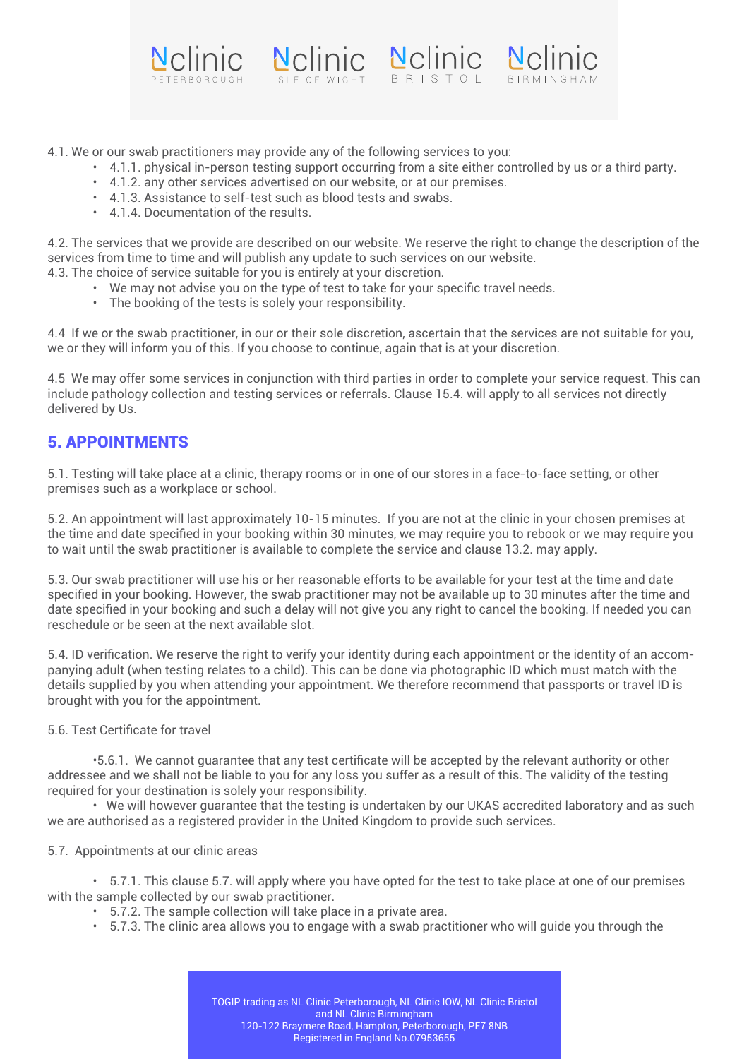4.1. We or our swab practitioners may provide any of the following services to you:

- 4.1.1. physical in-person testing support occurring from a site either controlled by us or a third party.
- 4.1.2. any other services advertised on our website, or at our premises.
- 4.1.3. Assistance to self-test such as blood tests and swabs.
- 4.1.4. Documentation of the results.

4.2. The services that we provide are described on our website. We reserve the right to change the description of the services from time to time and will publish any update to such services on our website.

4.3. The choice of service suitable for you is entirely at your discretion.

- We may not advise you on the type of test to take for your specific travel needs.
- The booking of the tests is solely your responsibility.

4.4 If we or the swab practitioner, in our or their sole discretion, ascertain that the services are not suitable for you, we or they will inform you of this. If you choose to continue, again that is at your discretion.

4.5 We may offer some services in conjunction with third parties in order to complete your service request. This can include pathology collection and testing services or referrals. Clause 15.4. will apply to all services not directly delivered by Us.

## 5. APPOINTMENTS

5.1. Testing will take place at a clinic, therapy rooms or in one of our stores in a face-to-face setting, or other premises such as a workplace or school.

5.2. An appointment will last approximately 10-15 minutes. If you are not at the clinic in your chosen premises at the time and date specified in your booking within 30 minutes, we may require you to rebook or we may require you to wait until the swab practitioner is available to complete the service and clause 13.2. may apply.

5.3. Our swab practitioner will use his or her reasonable efforts to be available for your test at the time and date specified in your booking. However, the swab practitioner may not be available up to 30 minutes after the time and date specified in your booking and such a delay will not give you any right to cancel the booking. If needed you can reschedule or be seen at the next available slot.

5.4. ID verification. We reserve the right to verify your identity during each appointment or the identity of an accompanying adult (when testing relates to a child). This can be done via photographic ID which must match with the details supplied by you when attending your appointment. We therefore recommend that passports or travel ID is brought with you for the appointment.

5.6. Test Certificate for travel

- 5.6.1. We cannot guarantee that any test certificate will be accepted by the relevant authority or other addressee and we shall not be liable to you for any loss you suffer as a result of this. The validity of the testing required for your destination is solely your responsibility.
- We will however guarantee that the testing is undertaken by our UKAS accredited laboratory and as such we are authorised as a registered provider in the United Kingdom to provide such services.

5.7. Appointments at our clinic areas

- 5.7.1. This clause 5.7. will apply where you have opted for the test to take place at one of our premises with the sample collected by our swab practitioner.
- 5.7.2. The sample collection will take place in a private area.
- 5.7.3. The clinic area allows you to engage with a swab practitioner who will guide you through the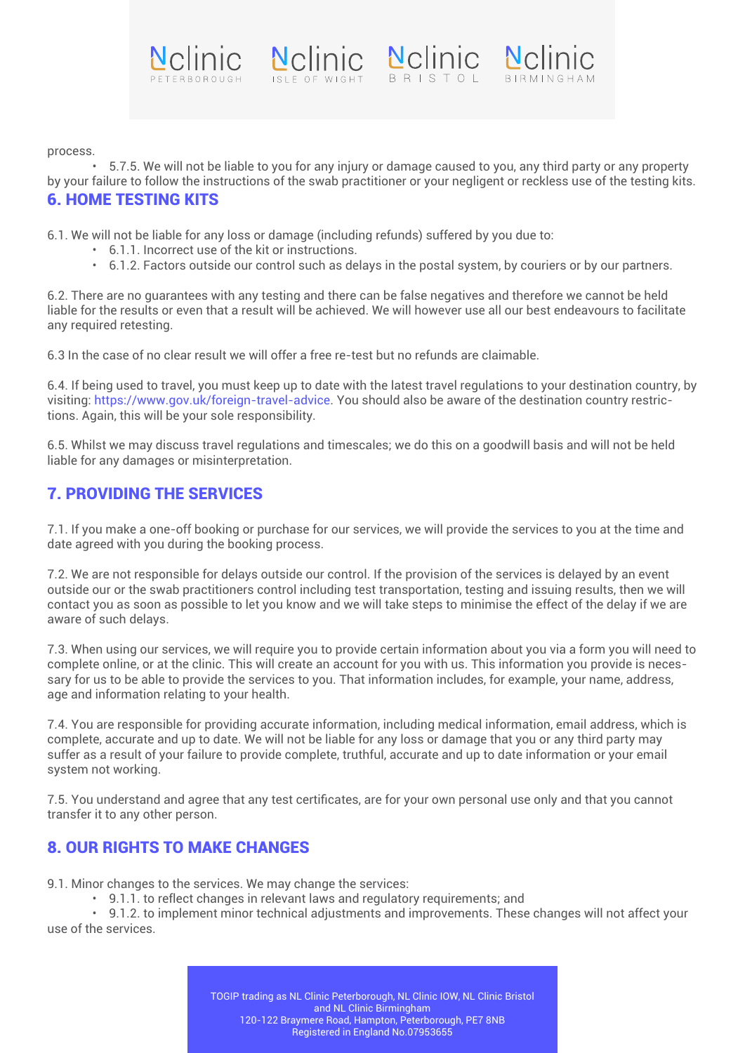process.

- 5.7.5. We will not be liable to you for any injury or damage caused to you, any third party or any property by your failure to follow the instructions of the swab practitioner or your negligent or reckless use of the testing kits.

## 6. HOME TESTING KITS

6.1. We will not be liable for any loss or damage (including refunds) suffered by you due to:

- 6.1.1. Incorrect use of the kit or instructions.
- 6.1.2. Factors outside our control such as delays in the postal system, by couriers or by our partners.

6.2. There are no guarantees with any testing and there can be false negatives and therefore we cannot be held liable for the results or even that a result will be achieved. We will however use all our best endeavours to facilitate any required retesting.

6.3 In the case of no clear result we will offer a free re-test but no refunds are claimable.

6.4. If being used to travel, you must keep up to date with the latest travel regulations to your destination country, by visiting: https://www.gov.uk/foreign-travel-advice. You should also be aware of the destination country restrictions. Again, this will be your sole responsibility.

6.5. Whilst we may discuss travel regulations and timescales; we do this on a goodwill basis and will not be held liable for any damages or misinterpretation.

## 7. PROVIDING THE SERVICES

7.1. If you make a one-off booking or purchase for our services, we will provide the services to you at the time and date agreed with you during the booking process.

7.2. We are not responsible for delays outside our control. If the provision of the services is delayed by an event outside our or the swab practitioners control including test transportation, testing and issuing results, then we will contact you as soon as possible to let you know and we will take steps to minimise the effect of the delay if we are aware of such delays.

7.3. When using our services, we will require you to provide certain information about you via a form you will need to complete online, or at the clinic. This will create an account for you with us. This information you provide is necessary for us to be able to provide the services to you. That information includes, for example, your name, address, age and information relating to your health.

7.4. You are responsible for providing accurate information, including medical information, email address, which is complete, accurate and up to date. We will not be liable for any loss or damage that you or any third party may suffer as a result of your failure to provide complete, truthful, accurate and up to date information or your email system not working.

7.5. You understand and agree that any test certificates, are for your own personal use only and that you cannot transfer it to any other person.

## 8. OUR RIGHTS TO MAKE CHANGES

9.1. Minor changes to the services. We may change the services:

- 9.1.1. to reflect changes in relevant laws and regulatory requirements; and
- 9.1.2. to implement minor technical adjustments and improvements. These changes will not affect your use of the services.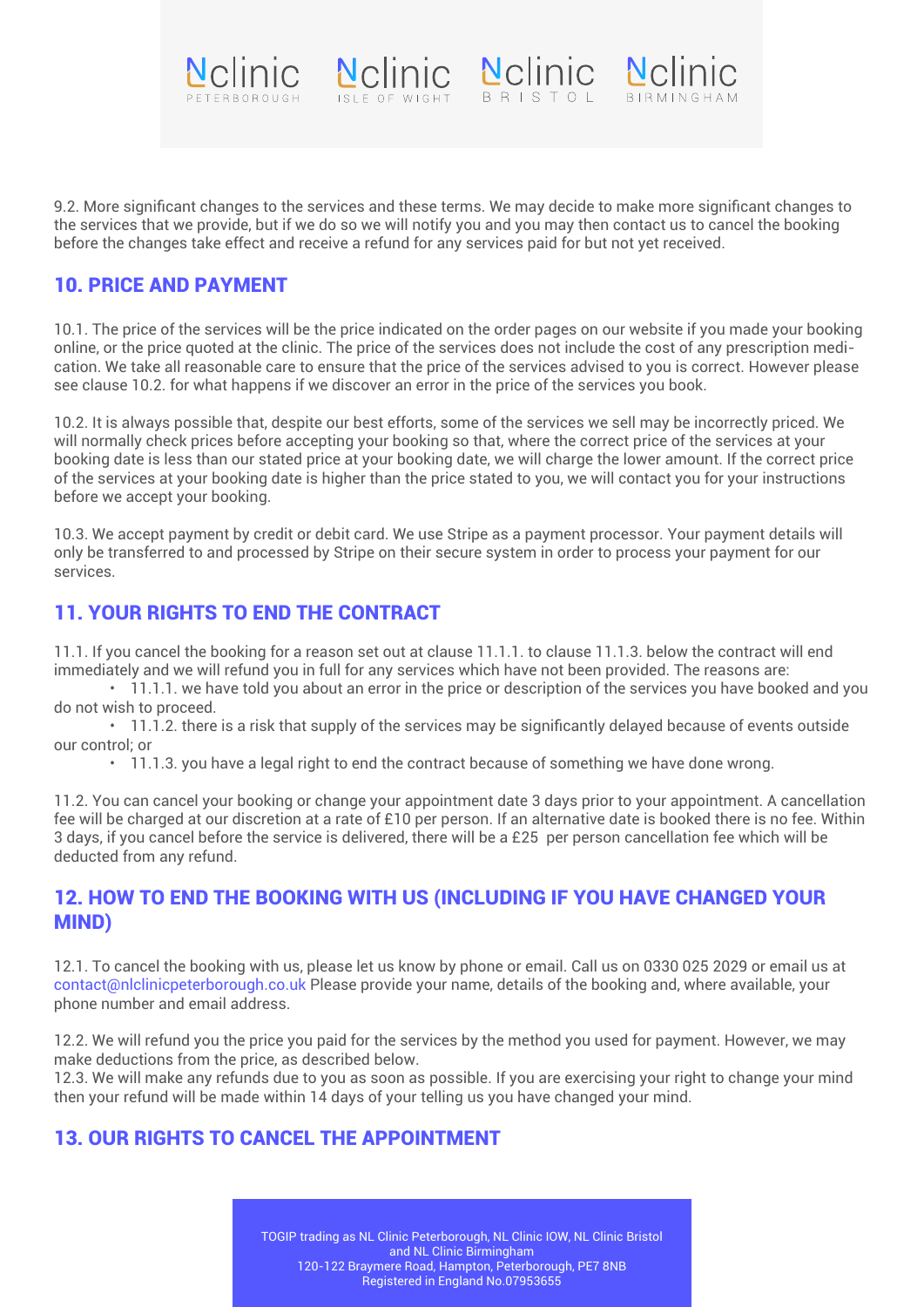9.2. More significant changes to the services and these terms. We may decide to make more significant changes to the services that we provide, but if we do so we will notify you and you may then contact us to cancel the booking before the changes take effect and receive a refund for any services paid for but not yet received.

## 10. PRICE AND PAYMENT

10.1. The price of the services will be the price indicated on the order pages on our website if you made your booking online, or the price quoted at the clinic. The price of the services does not include the cost of any prescription medication. We take all reasonable care to ensure that the price of the services advised to you is correct. However please see clause 10.2. for what happens if we discover an error in the price of the services you book.

10.2. It is always possible that, despite our best efforts, some of the services we sell may be incorrectly priced. We will normally check prices before accepting your booking so that, where the correct price of the services at your booking date is less than our stated price at your booking date, we will charge the lower amount. If the correct price of the services at your booking date is higher than the price stated to you, we will contact you for your instructions before we accept your booking.

10.3. We accept payment by credit or debit card. We use Stripe as a payment processor. Your payment details will only be transferred to and processed by Stripe on their secure system in order to process your payment for our services.

## 11. YOUR RIGHTS TO END THE CONTRACT

11.1. If you cancel the booking for a reason set out at clause 11.1.1. to clause 11.1.3. below the contract will end immediately and we will refund you in full for any services which have not been provided. The reasons are:

- 11.1.1. we have told you about an error in the price or description of the services you have booked and you do not wish to proceed.
- 11.1.2. there is a risk that supply of the services may be significantly delayed because of events outside our control; or
- 11.1.3. you have a legal right to end the contract because of something we have done wrong.

11.2. You can cancel your booking or change your appointment date 3 days prior to your appointment. A cancellation fee will be charged at our discretion at a rate of £10 per person. If an alternative date is booked there is no fee. Within 3 days, if you cancel before the service is delivered, there will be a £25 per person cancellation fee which will be deducted from any refund.

## 12. HOW TO END THE BOOKING WITH US (INCLUDING IF YOU HAVE CHANGED YOUR MIND)

12.1. To cancel the booking with us, please let us know by phone or email. Call us on 0330 025 2029 or email us at contact@nlclinicpeterborough.co.uk Please provide your name, details of the booking and, where available, your phone number and email address.

12.2. We will refund you the price you paid for the services by the method you used for payment. However, we may make deductions from the price, as described below.

12.3. We will make any refunds due to you as soon as possible. If you are exercising your right to change your mind then your refund will be made within 14 days of your telling us you have changed your mind.

## 13. OUR RIGHTS TO CANCEL THE APPOINTMENT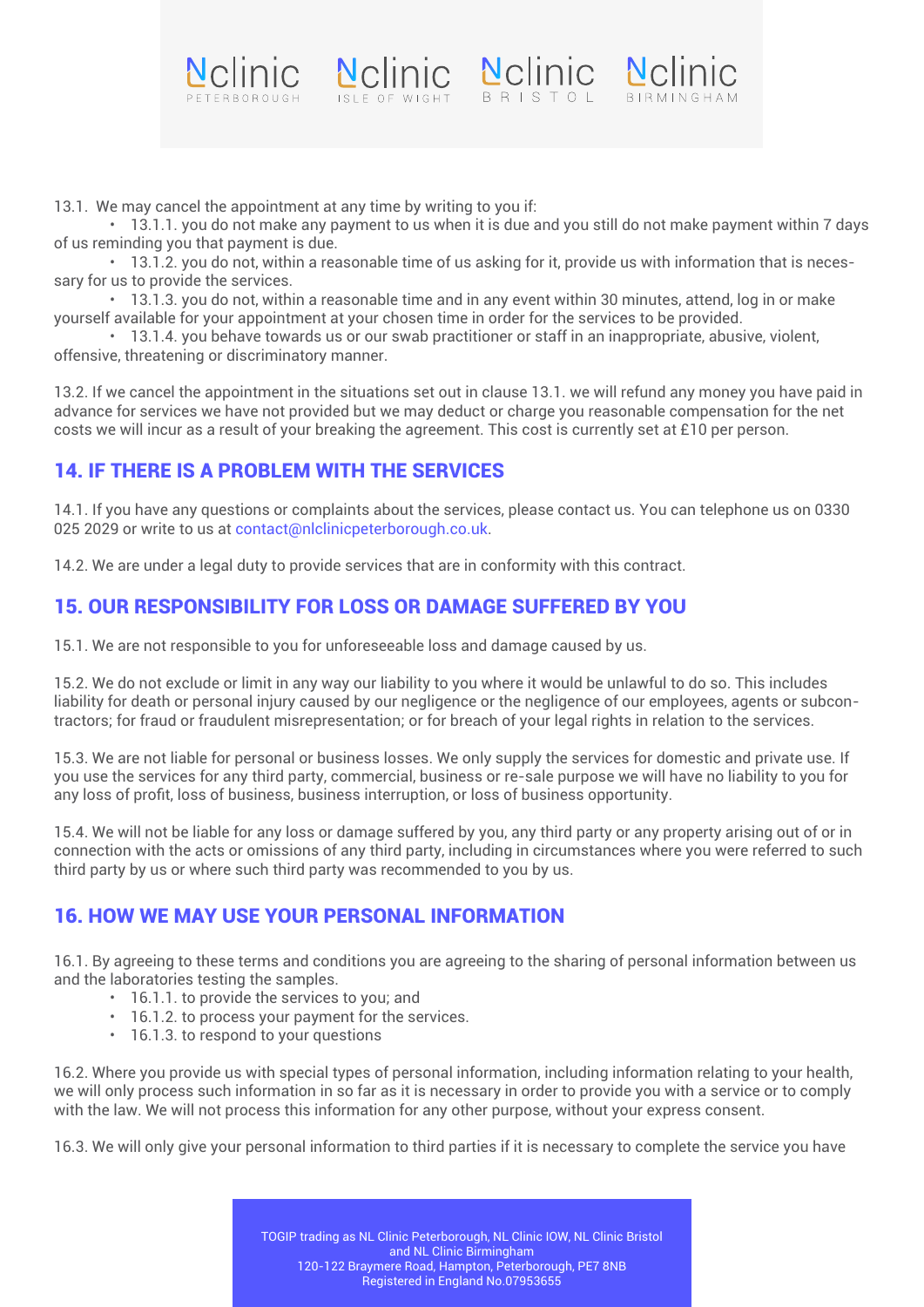13.1. We may cancel the appointment at any time by writing to you if:

- 13.1.1. you do not make any payment to us when it is due and you still do not make payment within 7 days of us reminding you that payment is due.
- 13.1.2. you do not, within a reasonable time of us asking for it, provide us with information that is necessary for us to provide the services.
- 13.1.3. you do not, within a reasonable time and in any event within 30 minutes, attend, log in or make yourself available for your appointment at your chosen time in order for the services to be provided.
- 13.1.4. you behave towards us or our swab practitioner or staff in an inappropriate, abusive, violent, offensive, threatening or discriminatory manner.

13.2. If we cancel the appointment in the situations set out in clause 13.1. we will refund any money you have paid in advance for services we have not provided but we may deduct or charge you reasonable compensation for the net costs we will incur as a result of your breaking the agreement. This cost is currently set at £10 per person.

## 14. IF THERE IS A PROBLEM WITH THE SERVICES

14.1. If you have any questions or complaints about the services, please contact us. You can telephone us on 0330 025 2029 or write to us at contact@nlclinicpeterborough.co.uk.

14.2. We are under a legal duty to provide services that are in conformity with this contract.

## 15. OUR RESPONSIBILITY FOR LOSS OR DAMAGE SUFFERED BY YOU

15.1. We are not responsible to you for unforeseeable loss and damage caused by us.

15.2. We do not exclude or limit in any way our liability to you where it would be unlawful to do so. This includes liability for death or personal injury caused by our negligence or the negligence of our employees, agents or subcontractors; for fraud or fraudulent misrepresentation; or for breach of your legal rights in relation to the services.

15.3. We are not liable for personal or business losses. We only supply the services for domestic and private use. If you use the services for any third party, commercial, business or re-sale purpose we will have no liability to you for any loss of profit, loss of business, business interruption, or loss of business opportunity.

15.4. We will not be liable for any loss or damage suffered by you, any third party or any property arising out of or in connection with the acts or omissions of any third party, including in circumstances where you were referred to such third party by us or where such third party was recommended to you by us.

## 16. HOW WE MAY USE YOUR PERSONAL INFORMATION

16.1. By agreeing to these terms and conditions you are agreeing to the sharing of personal information between us and the laboratories testing the samples.

- 16.1.1. to provide the services to you; and
- 16.1.2. to process your payment for the services.
- 16.1.3. to respond to your questions

16.2. Where you provide us with special types of personal information, including information relating to your health, we will only process such information in so far as it is necessary in order to provide you with a service or to comply with the law. We will not process this information for any other purpose, without your express consent.

16.3. We will only give your personal information to third parties if it is necessary to complete the service you have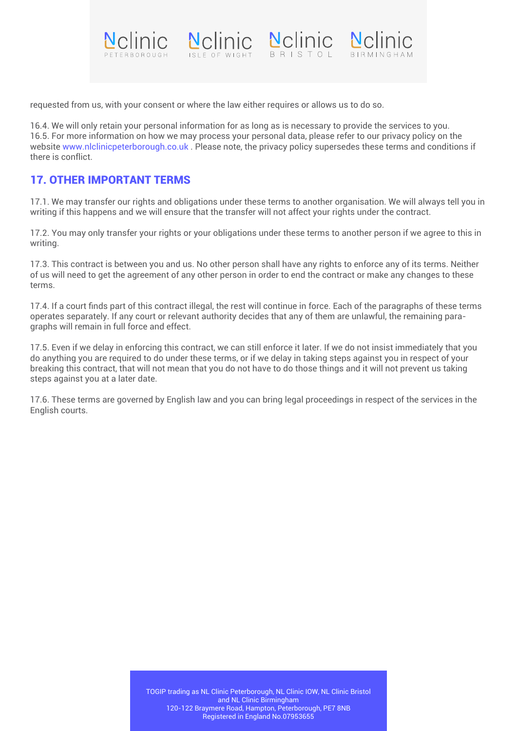requested from us, with your consent or where the law either requires or allows us to do so.

16.4. We will only retain your personal information for as long as is necessary to provide the services to you.
16.5. For more information on how we may process your personal data, please refer to our privacy policy on the website www.nlclinicpeterborough.co.uk . Please note, the privacy policy supersedes these terms and conditions if there is conflict.

## 17. OTHER IMPORTANT TERMS

17.1. We may transfer our rights and obligations under these terms to another organisation. We will always tell you in writing if this happens and we will ensure that the transfer will not affect your rights under the contract.

17.2. You may only transfer your rights or your obligations under these terms to another person if we agree to this in writing.

17.3. This contract is between you and us. No other person shall have any rights to enforce any of its terms. Neither of us will need to get the agreement of any other person in order to end the contract or make any changes to these terms.

17.4. If a court finds part of this contract illegal, the rest will continue in force. Each of the paragraphs of these terms operates separately. If any court or relevant authority decides that any of them are unlawful, the remaining paragraphs will remain in full force and effect.

17.5. Even if we delay in enforcing this contract, we can still enforce it later. If we do not insist immediately that you do anything you are required to do under these terms, or if we delay in taking steps against you in respect of your breaking this contract, that will not mean that you do not have to do those things and it will not prevent us taking steps against you at a later date.

17.6. These terms are governed by English law and you can bring legal proceedings in respect of the services in the English courts.